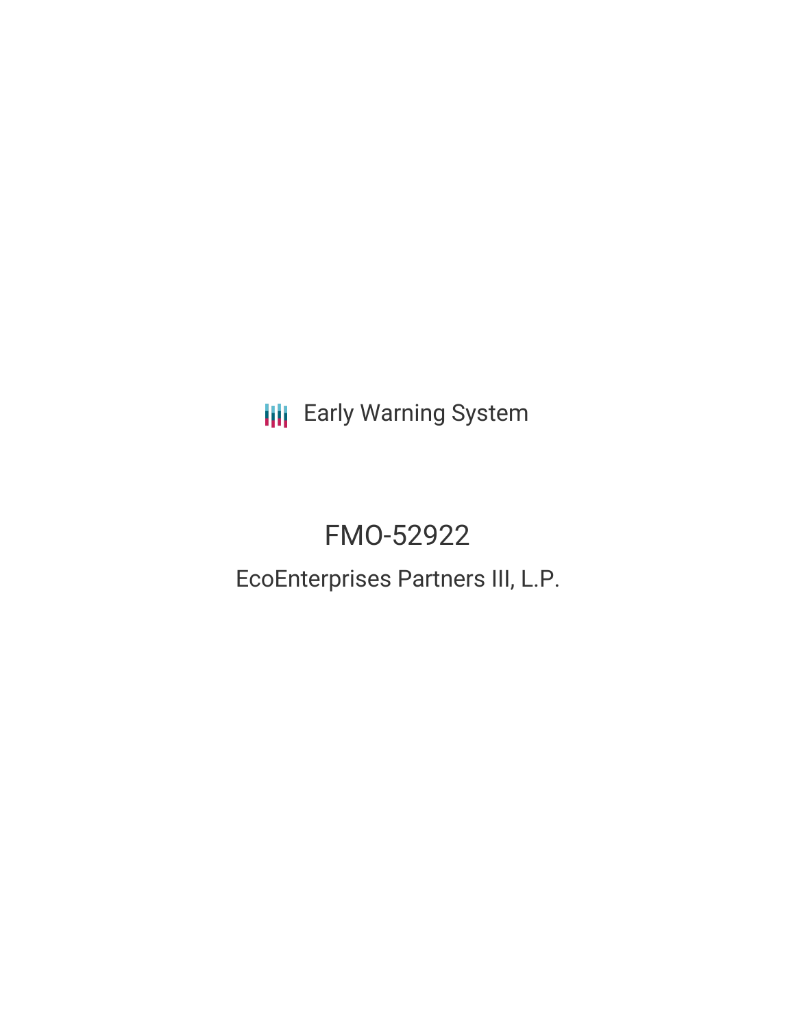Early Warning System

# FMO-52922

## EcoEnterprises Partners III, L.P.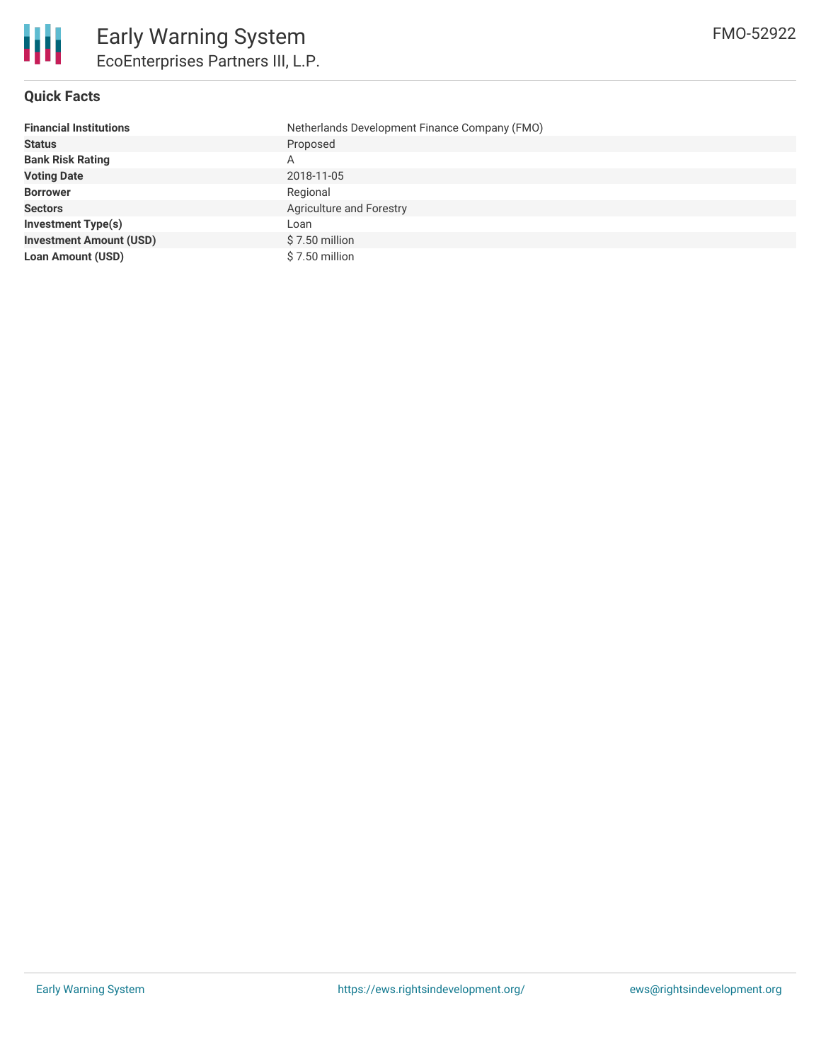# Early Warning System

## EcoEnterprises Partners III, L.P.

FMO-52922

### Quick Facts

| | |
|---|---|
| **Financial Institutions** | Netherlands Development Finance Company (FMO) |
| **Status** | Proposed |
| **Bank Risk Rating** | A |
| **Voting Date** | 2018-11-05 |
| **Borrower** | Regional |
| **Sectors** | Agriculture and Forestry |
| **Investment Type(s)** | Loan |
| **Investment Amount (USD)** | $ 7.50 million |
| **Loan Amount (USD)** | $ 7.50 million |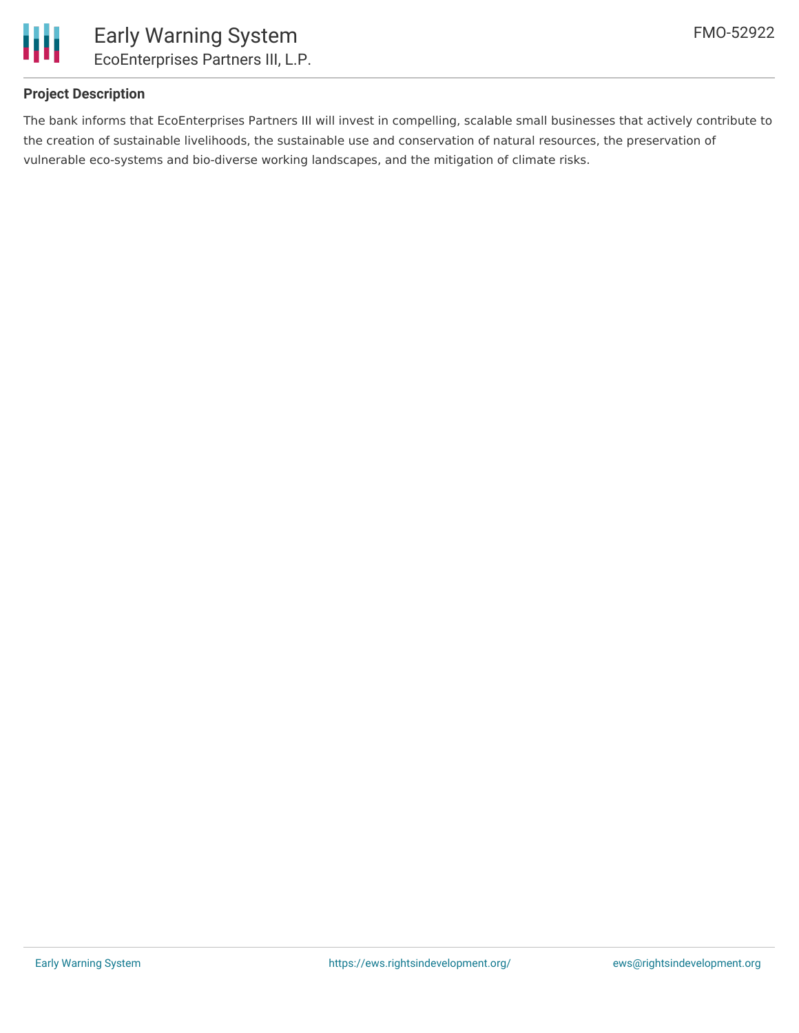## Project Description

The bank informs that EcoEnterprises Partners III will invest in compelling, scalable small businesses that actively contribute to the creation of sustainable livelihoods, the sustainable use and conservation of natural resources, the preservation of vulnerable eco-systems and bio-diverse working landscapes, and the mitigation of climate risks.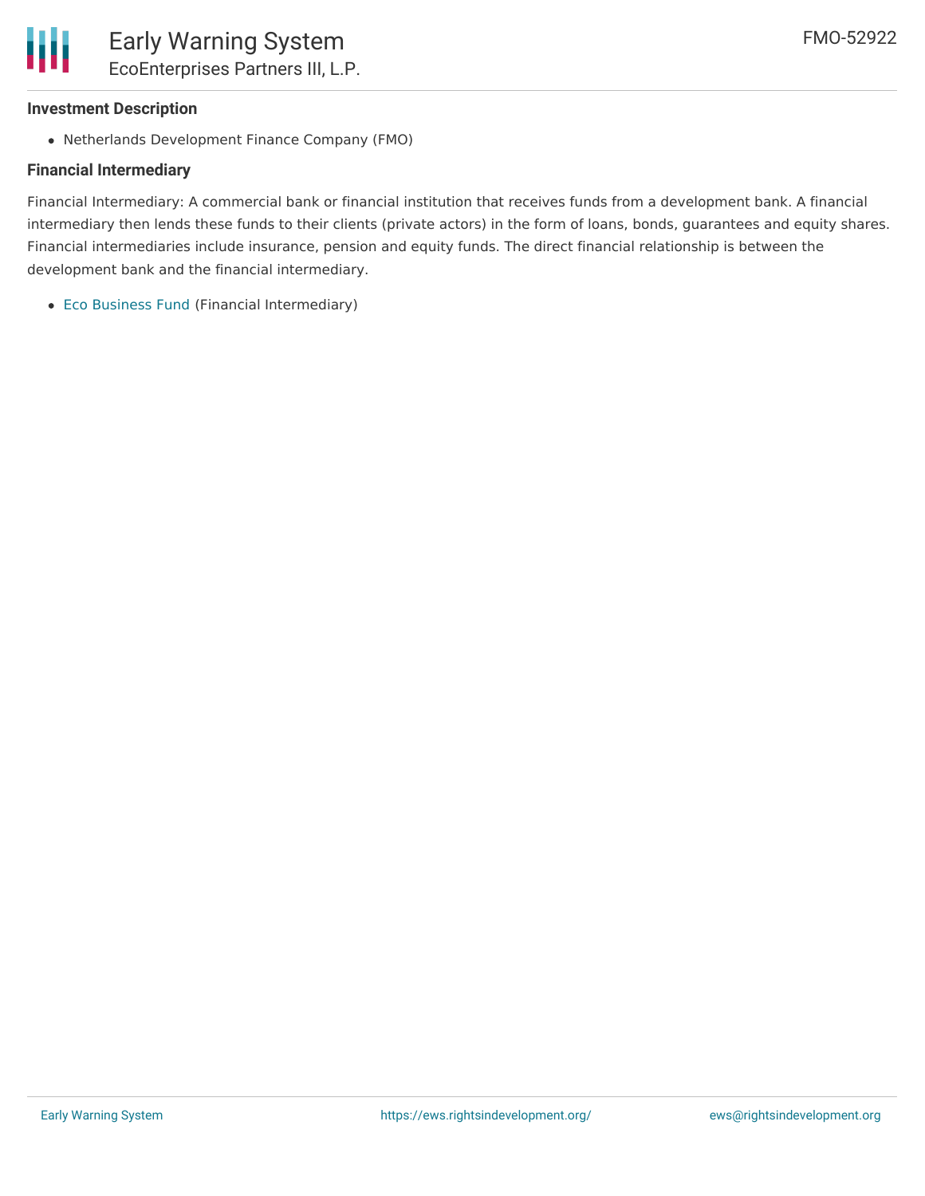### Investment Description

- Netherlands Development Finance Company (FMO)

### Financial Intermediary

Financial Intermediary: A commercial bank or financial institution that receives funds from a development bank. A financial intermediary then lends these funds to their clients (private actors) in the form of loans, bonds, guarantees and equity shares. Financial intermediaries include insurance, pension and equity funds. The direct financial relationship is between the development bank and the financial intermediary.

- Eco Business Fund (Financial Intermediary)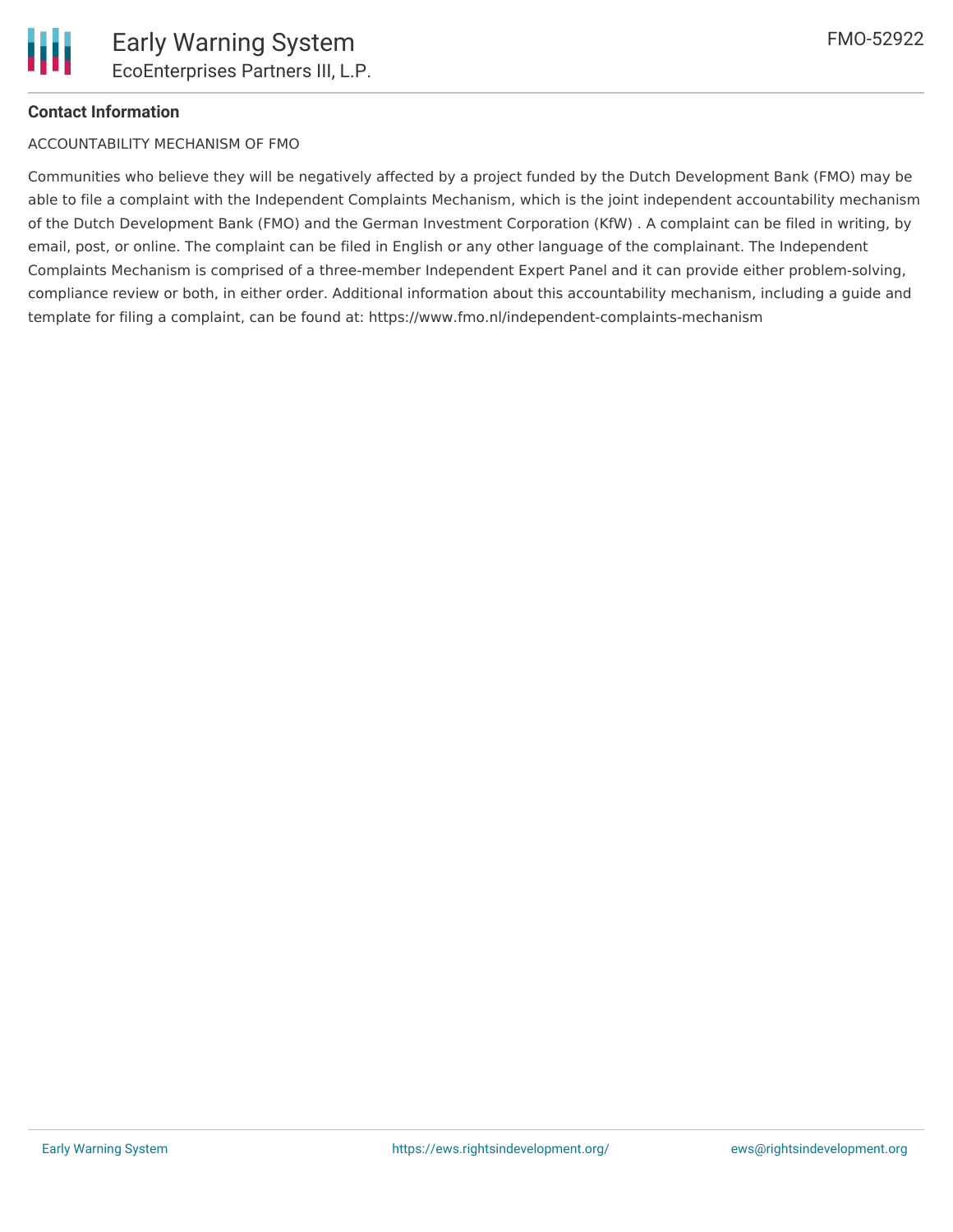**Contact Information**

ACCOUNTABILITY MECHANISM OF FMO

Communities who believe they will be negatively affected by a project funded by the Dutch Development Bank (FMO) may be able to file a complaint with the Independent Complaints Mechanism, which is the joint independent accountability mechanism of the Dutch Development Bank (FMO) and the German Investment Corporation (KfW) . A complaint can be filed in writing, by email, post, or online. The complaint can be filed in English or any other language of the complainant. The Independent Complaints Mechanism is comprised of a three-member Independent Expert Panel and it can provide either problem-solving, compliance review or both, in either order. Additional information about this accountability mechanism, including a guide and template for filing a complaint, can be found at: https://www.fmo.nl/independent-complaints-mechanism